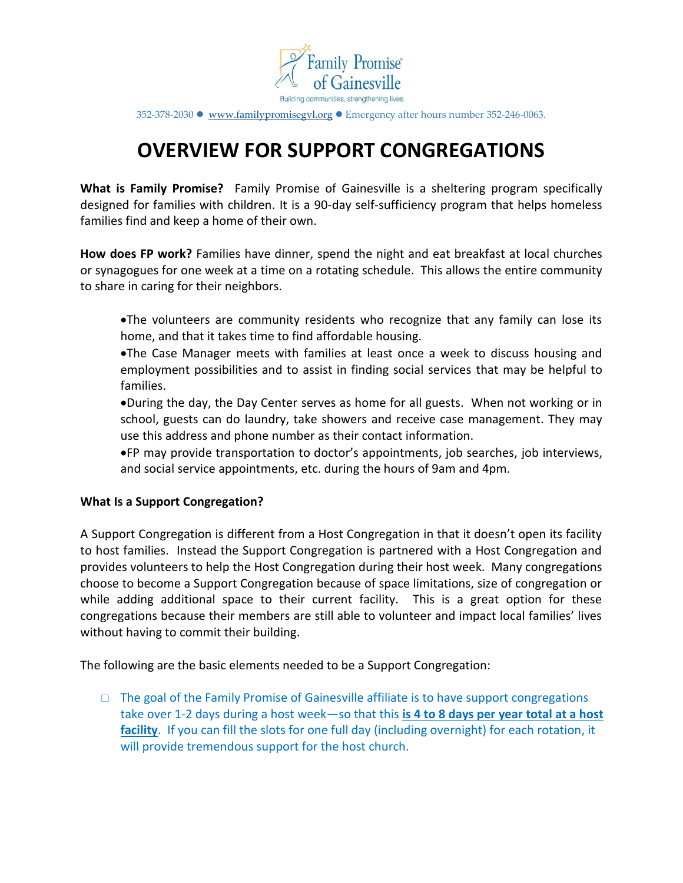Family Promise of Gainesville

Building communities, strengthening lives.

352-378-2030 ● www.familypromisegvl.org ● Emergency after hours number 352-246-0063.

# OVERVIEW FOR SUPPORT CONGREGATIONS

**What is Family Promise?** Family Promise of Gainesville is a sheltering program specifically designed for families with children. It is a 90-day self-sufficiency program that helps homeless families find and keep a home of their own.

**How does FP work?** Families have dinner, spend the night and eat breakfast at local churches or synagogues for one week at a time on a rotating schedule. This allows the entire community to share in caring for their neighbors.

- The volunteers are community residents who recognize that any family can lose its home, and that it takes time to find affordable housing.
- The Case Manager meets with families at least once a week to discuss housing and employment possibilities and to assist in finding social services that may be helpful to families.
- During the day, the Day Center serves as home for all guests. When not working or in school, guests can do laundry, take showers and receive case management. They may use this address and phone number as their contact information.
- FP may provide transportation to doctor's appointments, job searches, job interviews, and social service appointments, etc. during the hours of 9am and 4pm.

**What Is a Support Congregation?**

A Support Congregation is different from a Host Congregation in that it doesn't open its facility to host families. Instead the Support Congregation is partnered with a Host Congregation and provides volunteers to help the Host Congregation during their host week. Many congregations choose to become a Support Congregation because of space limitations, size of congregation or while adding additional space to their current facility. This is a great option for these congregations because their members are still able to volunteer and impact local families' lives without having to commit their building.

The following are the basic elements needed to be a Support Congregation:

- ☐ The goal of the Family Promise of Gainesville affiliate is to have support congregations take over 1-2 days during a host week—so that this **is 4 to 8 days per year total at a host facility**. If you can fill the slots for one full day (including overnight) for each rotation, it will provide tremendous support for the host church.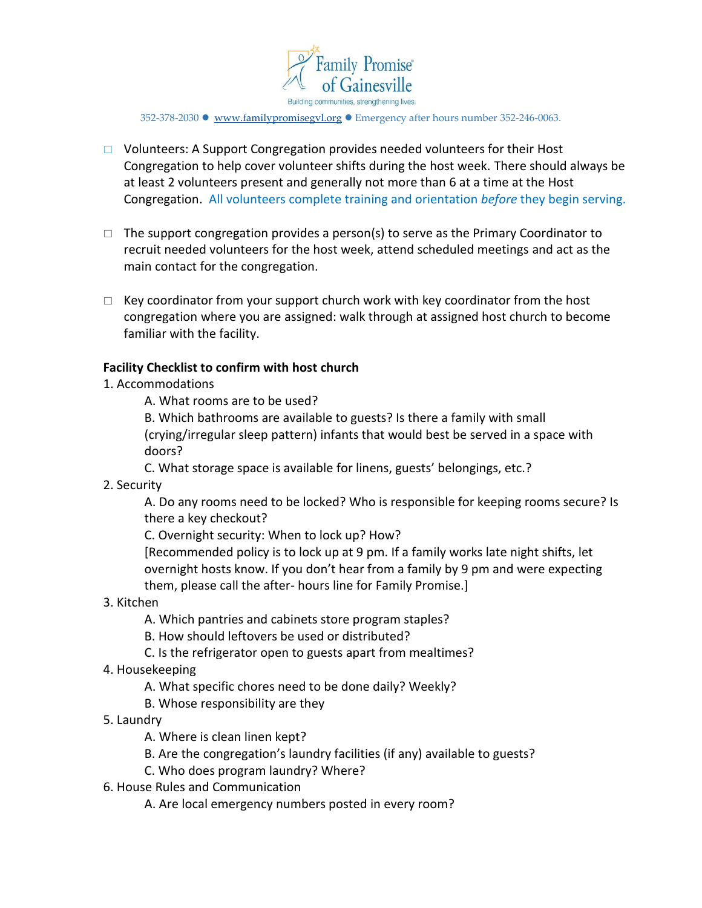- ☐ Volunteers: A Support Congregation provides needed volunteers for their Host Congregation to help cover volunteer shifts during the host week. There should always be at least 2 volunteers present and generally not more than 6 at a time at the Host Congregation. All volunteers complete training and orientation *before* they begin serving.

- ☐ The support congregation provides a person(s) to serve as the Primary Coordinator to recruit needed volunteers for the host week, attend scheduled meetings and act as the main contact for the congregation.

- ☐ Key coordinator from your support church work with key coordinator from the host congregation where you are assigned: walk through at assigned host church to become familiar with the facility.

**Facility Checklist to confirm with host church**

1. Accommodations
   - A. What rooms are to be used?
   - B. Which bathrooms are available to guests? Is there a family with small (crying/irregular sleep pattern) infants that would best be served in a space with doors?
   - C. What storage space is available for linens, guests' belongings, etc.?
2. Security
   - A. Do any rooms need to be locked? Who is responsible for keeping rooms secure? Is there a key checkout?
   - C. Overnight security: When to lock up? How?

     [Recommended policy is to lock up at 9 pm. If a family works late night shifts, let overnight hosts know. If you don't hear from a family by 9 pm and were expecting them, please call the after- hours line for Family Promise.]
3. Kitchen
   - A. Which pantries and cabinets store program staples?
   - B. How should leftovers be used or distributed?
   - C. Is the refrigerator open to guests apart from mealtimes?
4. Housekeeping
   - A. What specific chores need to be done daily? Weekly?
   - B. Whose responsibility are they
5. Laundry
   - A. Where is clean linen kept?
   - B. Are the congregation's laundry facilities (if any) available to guests?
   - C. Who does program laundry? Where?
6. House Rules and Communication
   - A. Are local emergency numbers posted in every room?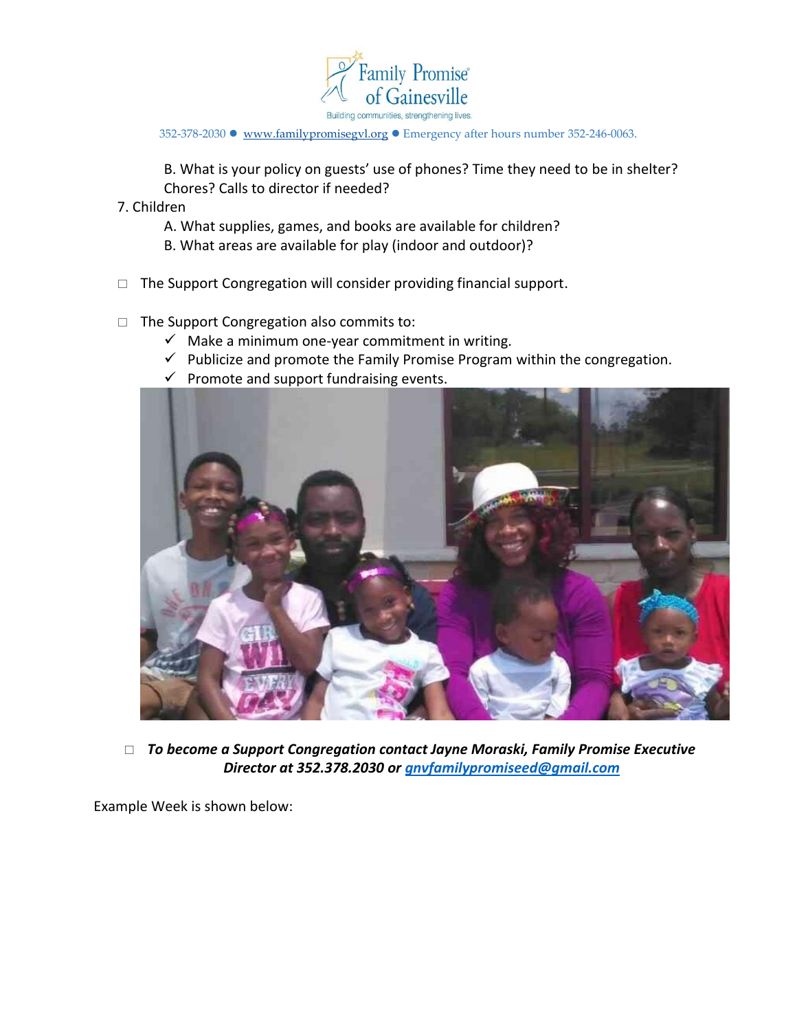B. What is your policy on guests' use of phones? Time they need to be in shelter? Chores? Calls to director if needed?

7. Children
   A. What supplies, games, and books are available for children?
   B. What areas are available for play (indoor and outdoor)?

□ The Support Congregation will consider providing financial support.

□ The Support Congregation also commits to:
- ✓ Make a minimum one-year commitment in writing.
- ✓ Publicize and promote the Family Promise Program within the congregation.
- ✓ Promote and support fundraising events.

□ ***To become a Support Congregation contact Jayne Moraski, Family Promise Executive Director at 352.378.2030 or [gnvfamilypromiseed@gmail.com](mailto:gnvfamilypromiseed@gmail.com)***

Example Week is shown below: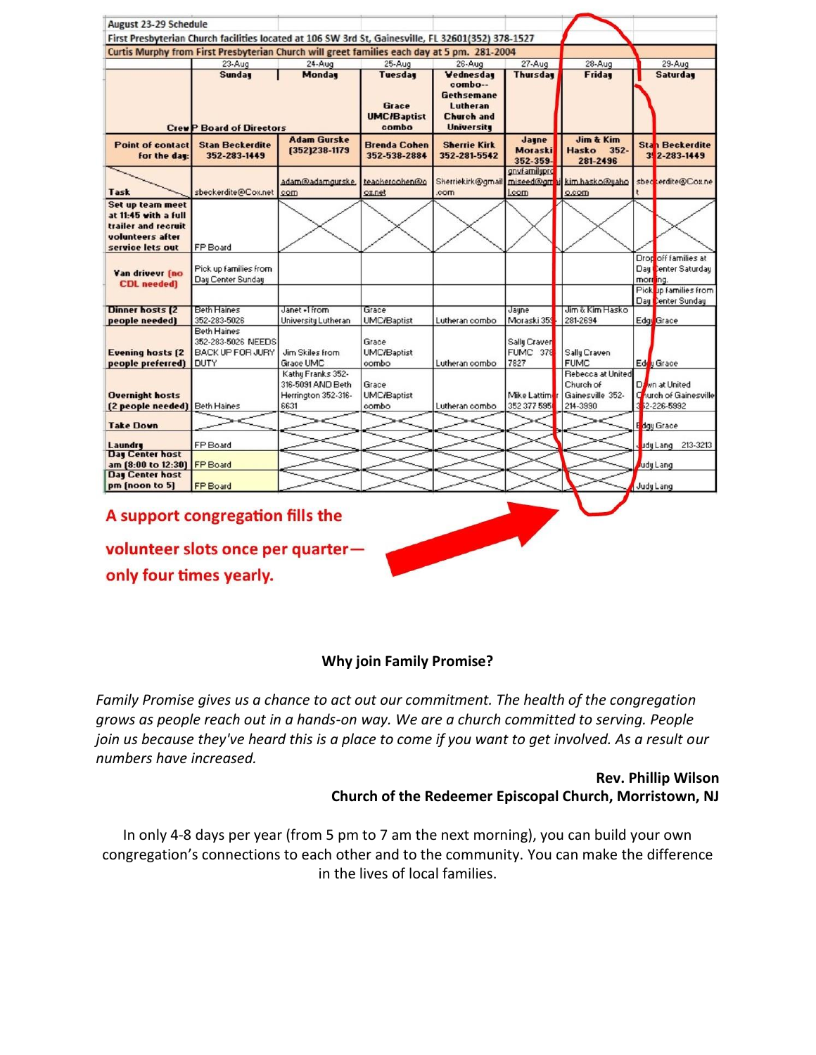| August 23-29 Schedule | | | | | | | |
|---|---|---|---|---|---|---|---|
| First Presbyterian Church facilities located at 106 SW 3rd St, Gainesville, FL 32601(352) 378-1527 | | | | | | | |
| Curtis Murphy from First Presbyterian Church will greet families each day at 5 pm. 281-2004 | | | | | | | |
| | 23-Aug | 24-Aug | 25-Aug | 26-Aug | 27-Aug | 28-Aug | 29-Aug |
| | Sunday | Monday | Tuesday | Wednesday | Thursday | Friday | Saturday |
| Crew | P Board of Directors | | Grace UMC/Baptist combo | combo-- Gethsemane Lutheran Church and University | | | |
| Point of contact for the day: | Stan Beckerdite 352-283-1449 | Adam Gurske (352)238-1179 | Brenda Cohen 352-538-2884 | Sherrie Kirk 352-281-5542 | Jayne Moraski 352-359- | Jim & Kim Hasko 352-281-2496 | Stan Beckerdite 352-283-1449 |
| Task | sbeckerdite@Cox.net | adam@adamgurske.com | teachercohen@cox.net | Sherriekirk@gmail.com | gnvfamilypromiseed@gmail.com | kim.hasko@yahoo.com | sbeckerdite@Cox.net |
| Set up team meet at 11:45 with a full trailer and recruit volunteers after service lets out | FP Board | | | | | | |
| Van driver (no CDL needed) | Pick up families from Day Center Sunday | | | | | | Drop off families at Day Center Saturday morning. Pick up families from Day Center Sunday |
| Dinner hosts (2 people needed) | Beth Haines 352-283-5026 | Janet +1 from University Lutheran | Grace UMC/Baptist | Lutheran combo | Jayne Moraski 359- | Jim & Kim Hasko 281-2694 | Edgy Grace |
| Evening hosts (2 people preferred) | Beth Haines 352-283-5026 NEEDS BACK UP FOR JURY DUTY | Jim Skiles from Grace UMC | Grace UMC/Baptist combo | Lutheran combo | Sally Craven FUMC 378-7827 | Sally Craven FUMC | Edgy Grace |
| Overnight hosts (2 people needed) | Beth Haines | Kathy Franks 352-316-5091 AND Beth Herrington 352-316-6631 | Grace UMC/Baptist combo | Lutheran combo | Mike Lattimer 352 377 595 | Rebecca at United Church of Gainesville 352-214-3990 | Dawn at United Church of Gainesville 352-226-5992 |
| Take Down | | | | | | | Edgy Grace |
| Laundry | FP Board | | | | | | Judy Lang 213-3213 |
| Day Center host am (8:00 to 12:30) | FP Board | | | | | | Judy Lang |
| Day Center host pm (noon to 5) | FP Board | | | | | | Judy Lang |

**A support congregation fills the volunteer slots once per quarter—only four times yearly.**

**Why join Family Promise?**

*Family Promise gives us a chance to act out our commitment. The health of the congregation grows as people reach out in a hands-on way. We are a church committed to serving. People join us because they've heard this is a place to come if you want to get involved. As a result our numbers have increased.*

**Rev. Phillip Wilson**
**Church of the Redeemer Episcopal Church, Morristown, NJ**

In only 4-8 days per year (from 5 pm to 7 am the next morning), you can build your own congregation's connections to each other and to the community. You can make the difference in the lives of local families.